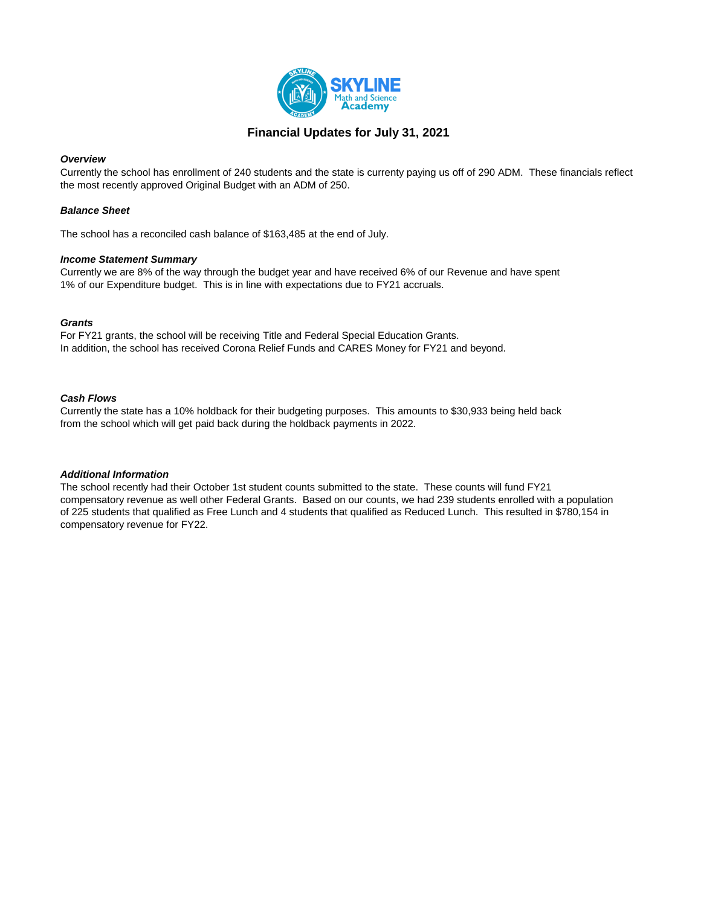# Financial Updates for July 31, 2021

***Overview***

Currently the school has enrollment of 240 students and the state is currenty paying us off of 290 ADM. These financials reflect the most recently approved Original Budget with an ADM of 250.

***Balance Sheet***

The school has a reconciled cash balance of $163,485 at the end of July.

***Income Statement Summary***

Currently we are 8% of the way through the budget year and have received 6% of our Revenue and have spent 1% of our Expenditure budget. This is in line with expectations due to FY21 accruals.

***Grants***

For FY21 grants, the school will be receiving Title and Federal Special Education Grants.
In addition, the school has received Corona Relief Funds and CARES Money for FY21 and beyond.

***Cash Flows***

Currently the state has a 10% holdback for their budgeting purposes. This amounts to $30,933 being held back from the school which will get paid back during the holdback payments in 2022.

***Additional Information***

The school recently had their October 1st student counts submitted to the state. These counts will fund FY21 compensatory revenue as well other Federal Grants. Based on our counts, we had 239 students enrolled with a population of 225 students that qualified as Free Lunch and 4 students that qualified as Reduced Lunch. This resulted in $780,154 in compensatory revenue for FY22.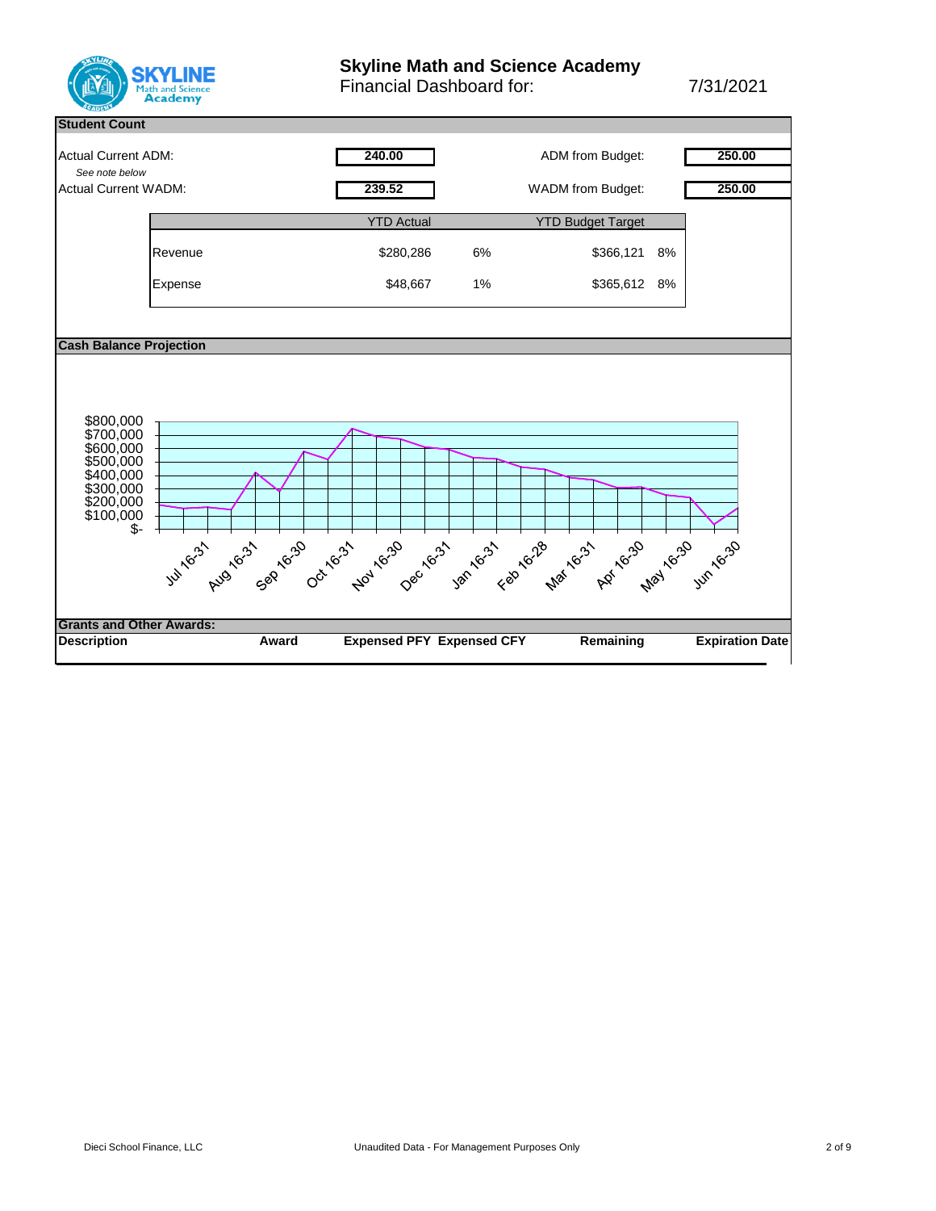# Skyline Math and Science Academy

Financial Dashboard for: 7/31/2021

## Student Count

| | | | |
|---|---|---|---|
| Actual Current ADM: | 240.00 | ADM from Budget: | 250.00 |
| *See note below* | | | |
| Actual Current WADM: | 239.52 | WADM from Budget: | 250.00 |

| | YTD Actual | | YTD Budget Target | |
|---|---|---|---|---|
| Revenue | $280,286 | 6% | $366,121 | 8% |
| Expense | $48,667 | 1% | $365,612 | 8% |

## Cash Balance Projection

$800,000
$700,000
$600,000
$500,000
$400,000
$300,000
$200,000
$100,000
$-

Jul 16-31, Aug 16-31, Sep 16-30, Oct 16-31, Nov 16-30, Dec 16-31, Jan 16-31, Feb 16-28, Mar 16-31, Apr 16-30, May 16-30, Jun 16-30

## Grants and Other Awards:

| Description | Award | Expensed PFY | Expensed CFY | Remaining | Expiration Date |
|---|---|---|---|---|---|

Dieci School Finance, LLC — Unaudited Data - For Management Purposes Only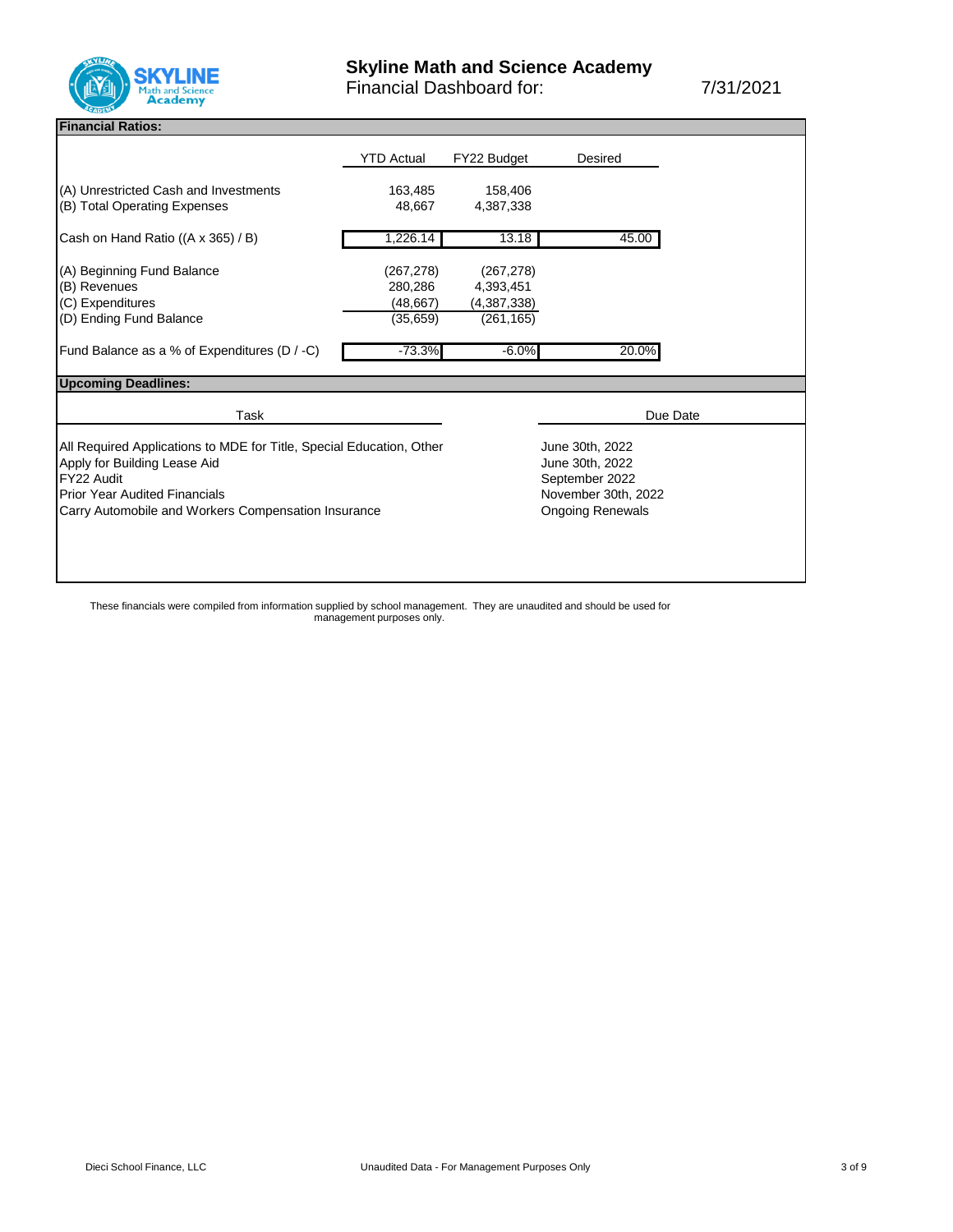# Skyline Math and Science Academy

Financial Dashboard for: 7/31/2021

## Financial Ratios:

| | YTD Actual | FY22 Budget | Desired |
|---|---|---|---|
| (A) Unrestricted Cash and Investments | 163,485 | 158,406 | |
| (B) Total Operating Expenses | 48,667 | 4,387,338 | |
| Cash on Hand Ratio ((A x 365) / B) | 1,226.14 | 13.18 | 45.00 |
| (A) Beginning Fund Balance | (267,278) | (267,278) | |
| (B) Revenues | 280,286 | 4,393,451 | |
| (C) Expenditures | (48,667) | (4,387,338) | |
| (D) Ending Fund Balance | (35,659) | (261,165) | |
| Fund Balance as a % of Expenditures (D / -C) | -73.3% | -6.0% | 20.0% |

## Upcoming Deadlines:

| Task | Due Date |
|---|---|
| All Required Applications to MDE for Title, Special Education, Other | June 30th, 2022 |
| Apply for Building Lease Aid | June 30th, 2022 |
| FY22 Audit | September 2022 |
| Prior Year Audited Financials | November 30th, 2022 |
| Carry Automobile and Workers Compensation Insurance | Ongoing Renewals |

These financials were compiled from information supplied by school management. They are unaudited and should be used for management purposes only.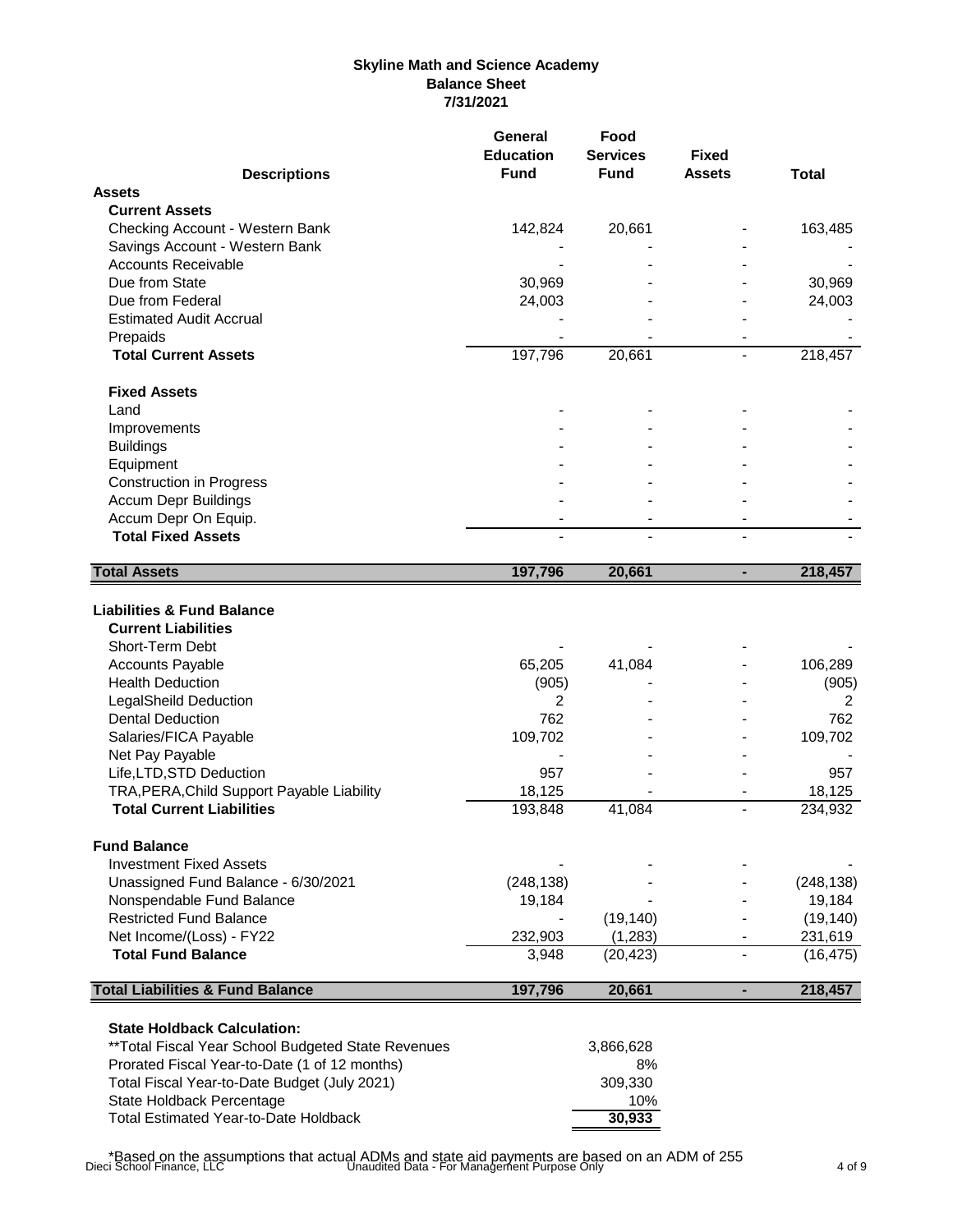**Skyline Math and Science Academy**
**Balance Sheet**
**7/31/2021**

| Descriptions | General Education Fund | Food Services Fund | Fixed Assets | Total |
|---|---|---|---|---|
| **Assets** | | | | |
| **Current Assets** | | | | |
| Checking Account - Western Bank | 142,824 | 20,661 | - | 163,485 |
| Savings Account - Western Bank | - | - | - | - |
| Accounts Receivable | - | - | - | - |
| Due from State | 30,969 | - | - | 30,969 |
| Due from Federal | 24,003 | - | - | 24,003 |
| Estimated Audit Accrual | - | - | - | - |
| Prepaids | - | - | - | - |
| **Total Current Assets** | 197,796 | 20,661 | - | 218,457 |
| **Fixed Assets** | | | | |
| Land | - | - | - | - |
| Improvements | - | - | - | - |
| Buildings | - | - | - | - |
| Equipment | - | - | - | - |
| Construction in Progress | - | - | - | - |
| Accum Depr Buildings | - | - | - | - |
| Accum Depr On Equip. | - | - | - | - |
| **Total Fixed Assets** | - | - | - | - |
| **Total Assets** | **197,796** | **20,661** | **-** | **218,457** |
| **Liabilities & Fund Balance** | | | | |
| **Current Liabilities** | | | | |
| Short-Term Debt | - | - | - | - |
| Accounts Payable | 65,205 | 41,084 | - | 106,289 |
| Health Deduction | (905) | - | - | (905) |
| LegalSheild Deduction | 2 | - | - | 2 |
| Dental Deduction | 762 | - | - | 762 |
| Salaries/FICA Payable | 109,702 | - | - | 109,702 |
| Net Pay Payable | - | - | - | - |
| Life,LTD,STD Deduction | 957 | - | - | 957 |
| TRA,PERA,Child Support Payable Liability | 18,125 | - | - | 18,125 |
| **Total Current Liabilities** | 193,848 | 41,084 | - | 234,932 |
| **Fund Balance** | | | | |
| Investment Fixed Assets | - | - | - | - |
| Unassigned Fund Balance - 6/30/2021 | (248,138) | - | - | (248,138) |
| Nonspendable Fund Balance | 19,184 | - | - | 19,184 |
| Restricted Fund Balance | - | (19,140) | - | (19,140) |
| Net Income/(Loss) - FY22 | 232,903 | (1,283) | - | 231,619 |
| **Total Fund Balance** | 3,948 | (20,423) | - | (16,475) |
| **Total Liabilities & Fund Balance** | **197,796** | **20,661** | **-** | **218,457** |

**State Holdback Calculation:**

| | |
|---|---|
| **Total Fiscal Year School Budgeted State Revenues | 3,866,628 |
| Prorated Fiscal Year-to-Date (1 of 12 months) | 8% |
| Total Fiscal Year-to-Date Budget (July 2021) | 309,330 |
| State Holdback Percentage | 10% |
| Total Estimated Year-to-Date Holdback | **30,933** |

*Based on the assumptions that actual ADMs and state aid payments are based on an ADM of 255

Dieci School Finance, LLC — Unaudited Data - For Management Purpose Only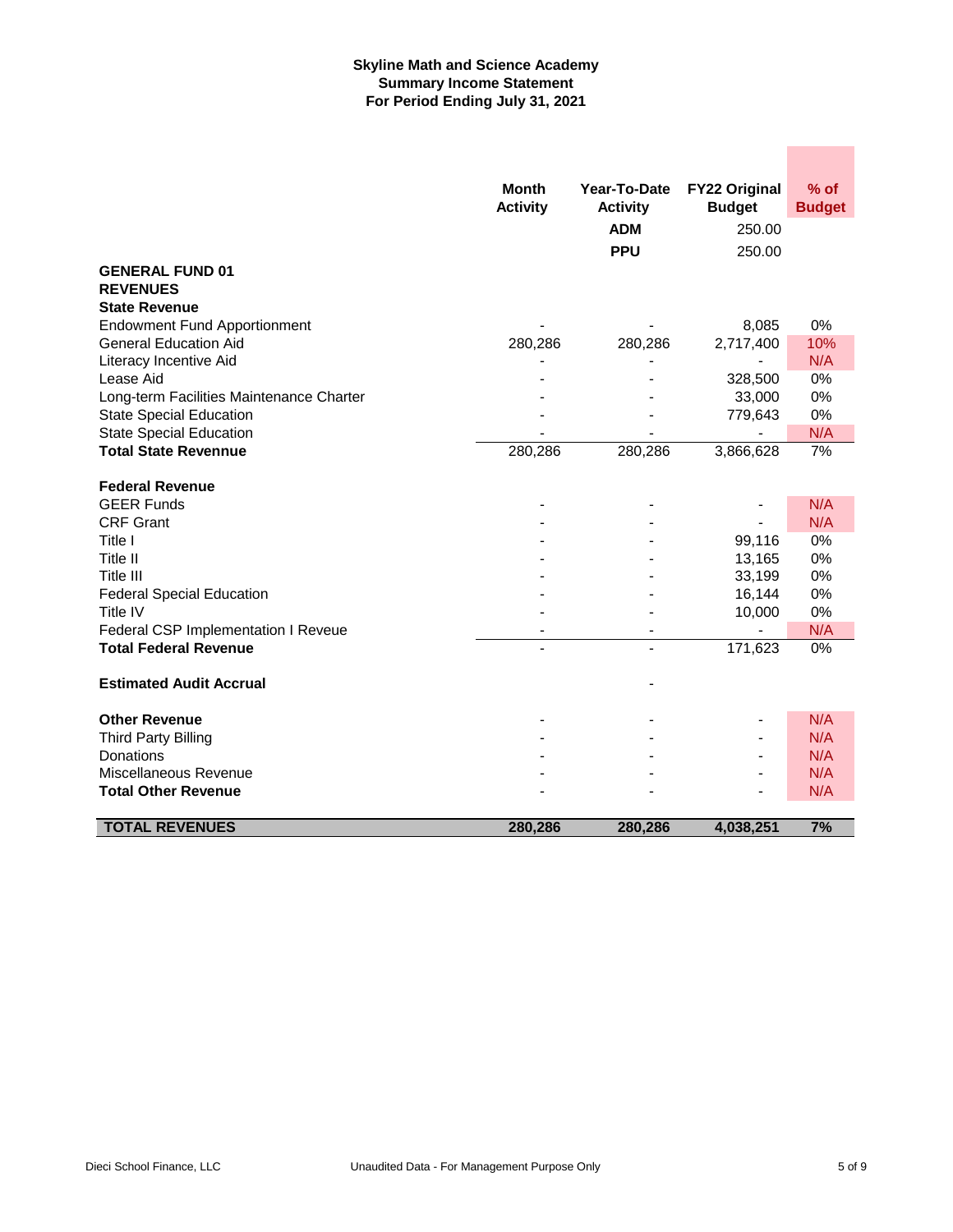**Skyline Math and Science Academy**
**Summary Income Statement**
**For Period Ending July 31, 2021**

| | Month Activity | Year-To-Date Activity | FY22 Original Budget | % of Budget |
|---|---|---|---|---|
| | | **ADM** | 250.00 | |
| | | **PPU** | 250.00 | |
| **GENERAL FUND 01** | | | | |
| **REVENUES** | | | | |
| **State Revenue** | | | | |
| Endowment Fund Apportionment | - | - | 8,085 | 0% |
| General Education Aid | 280,286 | 280,286 | 2,717,400 | 10% |
| Literacy Incentive Aid | - | - | - | N/A |
| Lease Aid | - | - | 328,500 | 0% |
| Long-term Facilities Maintenance Charter | - | - | 33,000 | 0% |
| State Special Education | - | - | 779,643 | 0% |
| State Special Education | - | - | - | N/A |
| **Total State Revennue** | 280,286 | 280,286 | 3,866,628 | 7% |
| **Federal Revenue** | | | | |
| GEER Funds | - | - | - | N/A |
| CRF Grant | - | - | - | N/A |
| Title I | - | - | 99,116 | 0% |
| Title II | - | - | 13,165 | 0% |
| Title III | - | - | 33,199 | 0% |
| Federal Special Education | - | - | 16,144 | 0% |
| Title IV | - | - | 10,000 | 0% |
| Federal CSP Implementation I Reveue | - | - | - | N/A |
| **Total Federal Revenue** | - | - | 171,623 | 0% |
| **Estimated Audit Accrual** | | - | | |
| **Other Revenue** | - | - | - | N/A |
| Third Party Billing | - | - | - | N/A |
| Donations | - | - | - | N/A |
| Miscellaneous Revenue | - | - | - | N/A |
| **Total Other Revenue** | - | - | - | N/A |
| **TOTAL REVENUES** | **280,286** | **280,286** | **4,038,251** | **7%** |

Dieci School Finance, LLC — Unaudited Data - For Management Purpose Only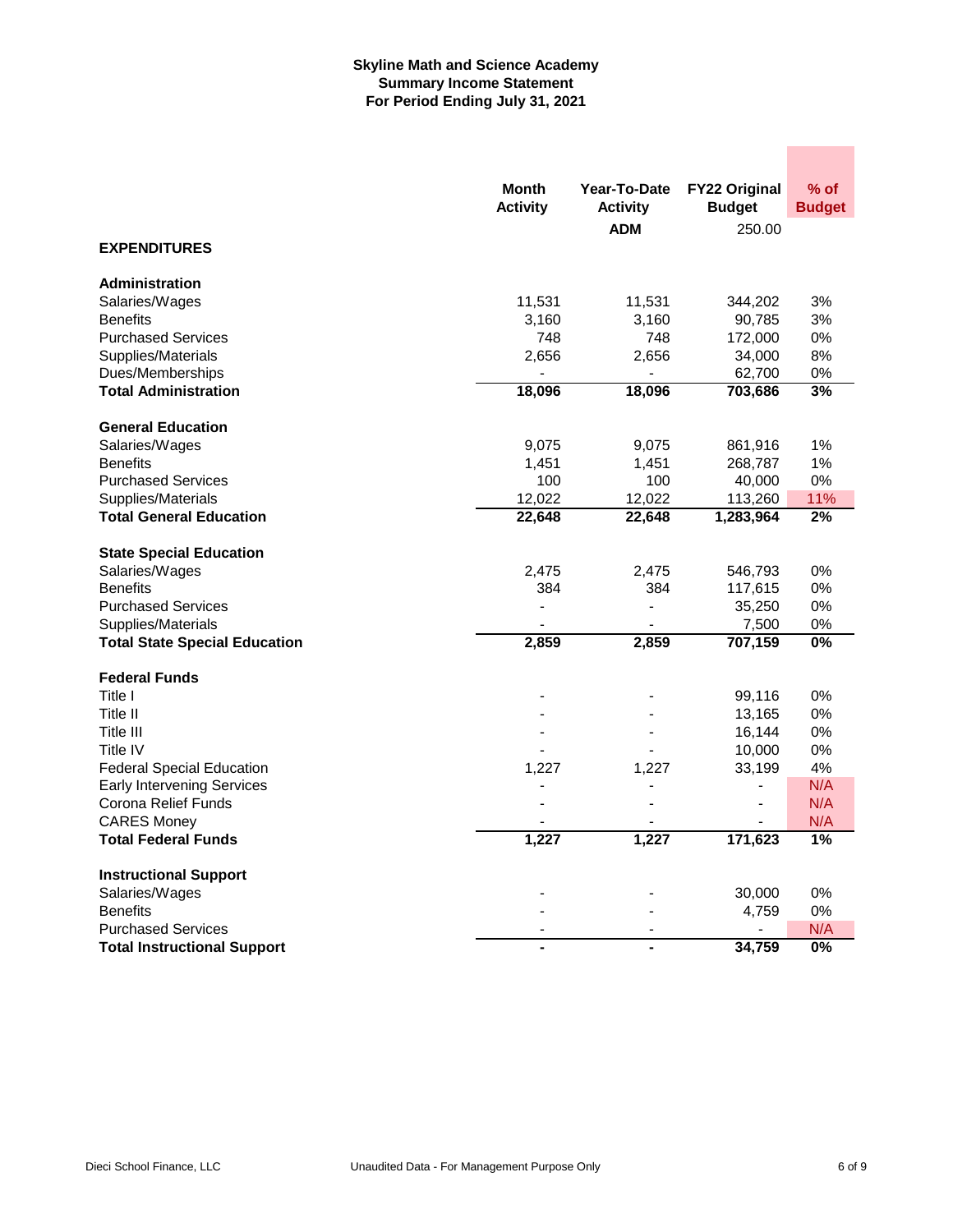**Skyline Math and Science Academy**
**Summary Income Statement**
**For Period Ending July 31, 2021**

| | Month Activity | Year-To-Date Activity | FY22 Original Budget | % of Budget |
|---|---|---|---|---|
| | | ADM | 250.00 | |
| **EXPENDITURES** | | | | |
| **Administration** | | | | |
| Salaries/Wages | 11,531 | 11,531 | 344,202 | 3% |
| Benefits | 3,160 | 3,160 | 90,785 | 3% |
| Purchased Services | 748 | 748 | 172,000 | 0% |
| Supplies/Materials | 2,656 | 2,656 | 34,000 | 8% |
| Dues/Memberships | - | - | 62,700 | 0% |
| **Total Administration** | **18,096** | **18,096** | **703,686** | **3%** |
| **General Education** | | | | |
| Salaries/Wages | 9,075 | 9,075 | 861,916 | 1% |
| Benefits | 1,451 | 1,451 | 268,787 | 1% |
| Purchased Services | 100 | 100 | 40,000 | 0% |
| Supplies/Materials | 12,022 | 12,022 | 113,260 | 11% |
| **Total General Education** | **22,648** | **22,648** | **1,283,964** | **2%** |
| **State Special Education** | | | | |
| Salaries/Wages | 2,475 | 2,475 | 546,793 | 0% |
| Benefits | 384 | 384 | 117,615 | 0% |
| Purchased Services | - | - | 35,250 | 0% |
| Supplies/Materials | - | - | 7,500 | 0% |
| **Total State Special Education** | **2,859** | **2,859** | **707,159** | **0%** |
| **Federal Funds** | | | | |
| Title I | - | - | 99,116 | 0% |
| Title II | - | - | 13,165 | 0% |
| Title III | - | - | 16,144 | 0% |
| Title IV | - | - | 10,000 | 0% |
| Federal Special Education | 1,227 | 1,227 | 33,199 | 4% |
| Early Intervening Services | - | - | - | N/A |
| Corona Relief Funds | - | - | - | N/A |
| CARES Money | - | - | - | N/A |
| **Total Federal Funds** | **1,227** | **1,227** | **171,623** | **1%** |
| **Instructional Support** | | | | |
| Salaries/Wages | - | - | 30,000 | 0% |
| Benefits | - | - | 4,759 | 0% |
| Purchased Services | - | - | - | N/A |
| **Total Instructional Support** | **-** | **-** | **34,759** | **0%** |

Dieci School Finance, LLC — Unaudited Data - For Management Purpose Only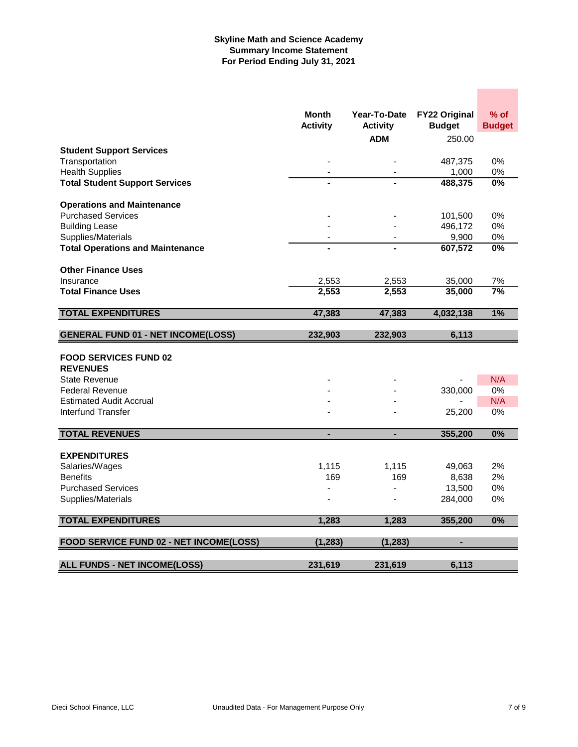# Skyline Math and Science Academy
## Summary Income Statement
### For Period Ending July 31, 2021

| | Month Activity | Year-To-Date Activity | FY22 Original Budget | % of Budget |
|---|---|---|---|---|
| | | ADM | 250.00 | |
| **Student Support Services** | | | | |
| Transportation | - | - | 487,375 | 0% |
| Health Supplies | - | - | 1,000 | 0% |
| **Total Student Support Services** | **-** | **-** | **488,375** | **0%** |
| | | | | |
| **Operations and Maintenance** | | | | |
| Purchased Services | - | - | 101,500 | 0% |
| Building Lease | - | - | 496,172 | 0% |
| Supplies/Materials | - | - | 9,900 | 0% |
| **Total Operations and Maintenance** | **-** | **-** | **607,572** | **0%** |
| | | | | |
| **Other Finance Uses** | | | | |
| Insurance | 2,553 | 2,553 | 35,000 | 7% |
| **Total Finance Uses** | **2,553** | **2,553** | **35,000** | **7%** |
| | | | | |
| **TOTAL EXPENDITURES** | **47,383** | **47,383** | **4,032,138** | **1%** |
| | | | | |
| **GENERAL FUND 01 - NET INCOME(LOSS)** | **232,903** | **232,903** | **6,113** | |
| | | | | |
| **FOOD SERVICES FUND 02** | | | | |
| **REVENUES** | | | | |
| State Revenue | - | - | - | N/A |
| Federal Revenue | - | - | 330,000 | 0% |
| Estimated Audit Accrual | - | - | - | N/A |
| Interfund Transfer | - | - | 25,200 | 0% |
| | | | | |
| **TOTAL REVENUES** | **-** | **-** | **355,200** | **0%** |
| | | | | |
| **EXPENDITURES** | | | | |
| Salaries/Wages | 1,115 | 1,115 | 49,063 | 2% |
| Benefits | 169 | 169 | 8,638 | 2% |
| Purchased Services | - | - | 13,500 | 0% |
| Supplies/Materials | - | - | 284,000 | 0% |
| | | | | |
| **TOTAL EXPENDITURES** | **1,283** | **1,283** | **355,200** | **0%** |
| | | | | |
| **FOOD SERVICE FUND 02 - NET INCOME(LOSS)** | **(1,283)** | **(1,283)** | **-** | |
| | | | | |
| **ALL FUNDS - NET INCOME(LOSS)** | **231,619** | **231,619** | **6,113** | |

Dieci School Finance, LLC — Unaudited Data - For Management Purpose Only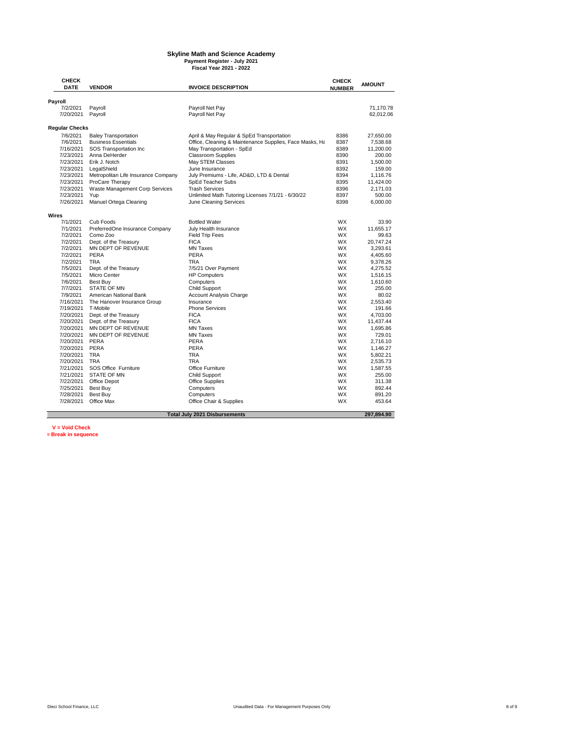# Skyline Math and Science Academy

**Payment Register - July 2021**

**Fiscal Year 2021 - 2022**

| CHECK DATE | VENDOR | INVOICE DESCRIPTION | CHECK NUMBER | AMOUNT |
|---|---|---|---|---|
| **Payroll** | | | | |
| 7/2/2021 | Payroll | Payroll Net Pay | | 71,170.78 |
| 7/20/2021 | Payroll | Payroll Net Pay | | 62,012.06 |
| **Regular Checks** | | | | |
| 7/6/2021 | Baley Transportation | April & May Regular & SpEd Transportation | 8386 | 27,650.00 |
| 7/6/2021 | Business Essentials | Office, Cleaning & Maintenance Supplies, Face Masks, Ha | 8387 | 7,538.68 |
| 7/16/2021 | SOS Transportation Inc | May Transportation - SpEd | 8389 | 11,200.00 |
| 7/23/2021 | Anna DeHerder | Classroom Supplies | 8390 | 200.00 |
| 7/23/2021 | Erik J. Notch | May STEM Classes | 8391 | 1,500.00 |
| 7/23/2021 | LegalShield | June Insurance | 8392 | 159.00 |
| 7/23/2021 | Metropolitan Life Insurance Company | July Premiums - Life, AD&D, LTD & Dental | 8394 | 1,116.76 |
| 7/23/2021 | ProCare Therapy | SpEd Teacher Subs | 8395 | 11,424.00 |
| 7/23/2021 | Waste Management Corp Services | Trash Services | 8396 | 2,171.03 |
| 7/23/2021 | Yup | Unlimited Math Tutoring Licenses 7/1/21 - 6/30/22 | 8397 | 500.00 |
| 7/26/2021 | Manuel Ortega Cleaning | June Cleaning Services | 8398 | 6,000.00 |
| **Wires** | | | | |
| 7/1/2021 | Cub Foods | Bottled Water | WX | 33.90 |
| 7/1/2021 | PreferredOne Insurance Company | July Health Insurance | WX | 11,655.17 |
| 7/2/2021 | Como Zoo | Field Trip Fees | WX | 99.63 |
| 7/2/2021 | Dept. of the Treasury | FICA | WX | 20,747.24 |
| 7/2/2021 | MN DEPT OF REVENUE | MN Taxes | WX | 3,293.61 |
| 7/2/2021 | PERA | PERA | WX | 4,405.60 |
| 7/2/2021 | TRA | TRA | WX | 9,378.26 |
| 7/5/2021 | Dept. of the Treasury | 7/5/21 Over Payment | WX | 4,275.52 |
| 7/5/2021 | Micro Center | HP Computers | WX | 1,516.15 |
| 7/6/2021 | Best Buy | Computers | WX | 1,610.60 |
| 7/7/2021 | STATE OF MN | Child Support | WX | 255.00 |
| 7/9/2021 | American National Bank | Account Analysis Charge | WX | 80.02 |
| 7/16/2021 | The Hanover Insurance Group | Insurance | WX | 2,553.40 |
| 7/19/2021 | T-Mobile | Phone Services | WX | 191.66 |
| 7/20/2021 | Dept. of the Treasury | FICA | WX | 4,703.00 |
| 7/20/2021 | Dept. of the Treasury | FICA | WX | 11,437.44 |
| 7/20/2021 | MN DEPT OF REVENUE | MN Taxes | WX | 1,695.86 |
| 7/20/2021 | MN DEPT OF REVENUE | MN Taxes | WX | 729.01 |
| 7/20/2021 | PERA | PERA | WX | 2,716.10 |
| 7/20/2021 | PERA | PERA | WX | 1,146.27 |
| 7/20/2021 | TRA | TRA | WX | 5,802.21 |
| 7/20/2021 | TRA | TRA | WX | 2,535.73 |
| 7/21/2021 | SOS Office Furniture | Office Furniture | WX | 1,587.55 |
| 7/21/2021 | STATE OF MN | Child Support | WX | 255.00 |
| 7/22/2021 | Office Depot | Office Supplies | WX | 311.38 |
| 7/25/2021 | Best Buy | Computers | WX | 892.44 |
| 7/28/2021 | Best Buy | Computers | WX | 891.20 |
| 7/28/2021 | Office Max | Office Chair & Supplies | WX | 453.64 |
| | | **Total July 2021 Disbursements** | | **297,894.90** |

**V = Void Check**

**= Break in sequence**

Dieci School Finance, LLC

Unaudited Data - For Management Purposes Only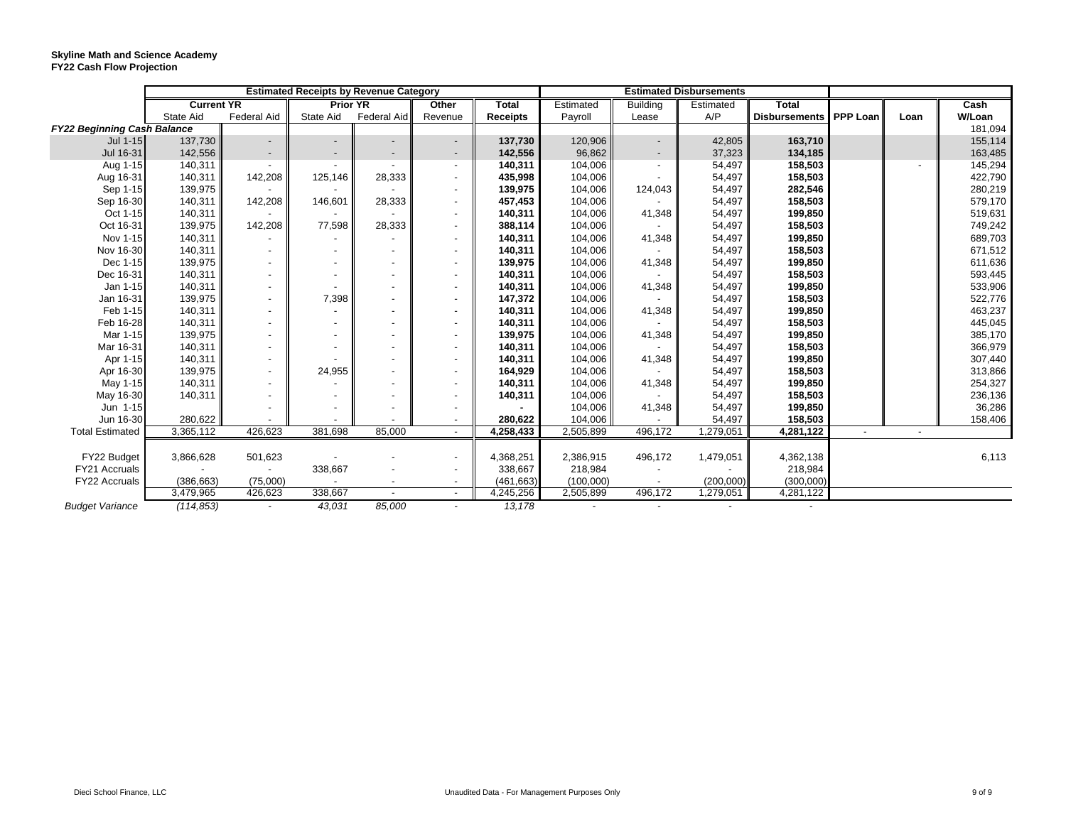**Skyline Math and Science Academy**
**FY22 Cash Flow Projection**

| | Estimated Receipts by Revenue Category | | | | | | Estimated Disbursements | | | | | | |
|---|---|---|---|---|---|---|---|---|---|---|---|---|---|
| | Current YR | | Prior YR | | Other | Total | Estimated | Building | Estimated | Total | | | Cash |
| | State Aid | Federal Aid | State Aid | Federal Aid | Revenue | Receipts | Payroll | Lease | A/P | Disbursements | PPP Loan | Loan | W/Loan |
| *FY22 Beginning Cash Balance* | | | | | | | | | | | | | 181,094 |
| Jul 1-15 | 137,730 | - | - | - | - | **137,730** | 120,906 | - | 42,805 | **163,710** | | | 155,114 |
| Jul 16-31 | 142,556 | - | - | - | - | **142,556** | 96,862 | - | 37,323 | **134,185** | | | 163,485 |
| Aug 1-15 | 140,311 | - | - | - | - | **140,311** | 104,006 | - | 54,497 | **158,503** | | - | 145,294 |
| Aug 16-31 | 140,311 | 142,208 | 125,146 | 28,333 | - | **435,998** | 104,006 | - | 54,497 | **158,503** | | | 422,790 |
| Sep 1-15 | 139,975 | - | - | - | - | **139,975** | 104,006 | 124,043 | 54,497 | **282,546** | | | 280,219 |
| Sep 16-30 | 140,311 | 142,208 | 146,601 | 28,333 | - | **457,453** | 104,006 | - | 54,497 | **158,503** | | | 579,170 |
| Oct 1-15 | 140,311 | - | - | - | - | **140,311** | 104,006 | 41,348 | 54,497 | **199,850** | | | 519,631 |
| Oct 16-31 | 139,975 | 142,208 | 77,598 | 28,333 | - | **388,114** | 104,006 | - | 54,497 | **158,503** | | | 749,242 |
| Nov 1-15 | 140,311 | - | - | - | - | **140,311** | 104,006 | 41,348 | 54,497 | **199,850** | | | 689,703 |
| Nov 16-30 | 140,311 | - | - | - | - | **140,311** | 104,006 | - | 54,497 | **158,503** | | | 671,512 |
| Dec 1-15 | 139,975 | - | - | - | - | **139,975** | 104,006 | 41,348 | 54,497 | **199,850** | | | 611,636 |
| Dec 16-31 | 140,311 | - | - | - | - | **140,311** | 104,006 | - | 54,497 | **158,503** | | | 593,445 |
| Jan 1-15 | 140,311 | - | - | - | - | **140,311** | 104,006 | 41,348 | 54,497 | **199,850** | | | 533,906 |
| Jan 16-31 | 139,975 | - | 7,398 | - | - | **147,372** | 104,006 | - | 54,497 | **158,503** | | | 522,776 |
| Feb 1-15 | 140,311 | - | - | - | - | **140,311** | 104,006 | 41,348 | 54,497 | **199,850** | | | 463,237 |
| Feb 16-28 | 140,311 | - | - | - | - | **140,311** | 104,006 | - | 54,497 | **158,503** | | | 445,045 |
| Mar 1-15 | 139,975 | - | - | - | - | **139,975** | 104,006 | 41,348 | 54,497 | **199,850** | | | 385,170 |
| Mar 16-31 | 140,311 | - | - | - | - | **140,311** | 104,006 | - | 54,497 | **158,503** | | | 366,979 |
| Apr 1-15 | 140,311 | - | - | - | - | **140,311** | 104,006 | 41,348 | 54,497 | **199,850** | | | 307,440 |
| Apr 16-30 | 139,975 | - | 24,955 | - | - | **164,929** | 104,006 | - | 54,497 | **158,503** | | | 313,866 |
| May 1-15 | 140,311 | - | - | - | - | **140,311** | 104,006 | 41,348 | 54,497 | **199,850** | | | 254,327 |
| May 16-30 | 140,311 | - | - | - | - | **140,311** | 104,006 | - | 54,497 | **158,503** | | | 236,136 |
| Jun 1-15 | | - | - | - | - | **-** | 104,006 | 41,348 | 54,497 | **199,850** | | | 36,286 |
| Jun 16-30 | 280,622 | - | - | - | - | **280,622** | 104,006 | - | 54,497 | **158,503** | | | 158,406 |
| Total Estimated | 3,365,112 | 426,623 | 381,698 | 85,000 | - | **4,258,433** | 2,505,899 | 496,172 | 1,279,051 | **4,281,122** | - | - | |
| | | | | | | | | | | | | | |
| FY22 Budget | 3,866,628 | 501,623 | - | - | - | 4,368,251 | 2,386,915 | 496,172 | 1,479,051 | 4,362,138 | | | 6,113 |
| FY21 Accruals | - | - | 338,667 | - | - | 338,667 | 218,984 | - | - | 218,984 | | | |
| FY22 Accruals | (386,663) | (75,000) | - | - | - | (461,663) | (100,000) | - | (200,000) | (300,000) | | | |
| | 3,479,965 | 426,623 | 338,667 | - | - | 4,245,256 | 2,505,899 | 496,172 | 1,279,051 | 4,281,122 | | | |
| *Budget Variance* | *(114,853)* | - | *43,031* | *85,000* | - | *13,178* | - | - | - | - | | | |

Dieci School Finance, LLC

Unaudited Data - For Management Purposes Only